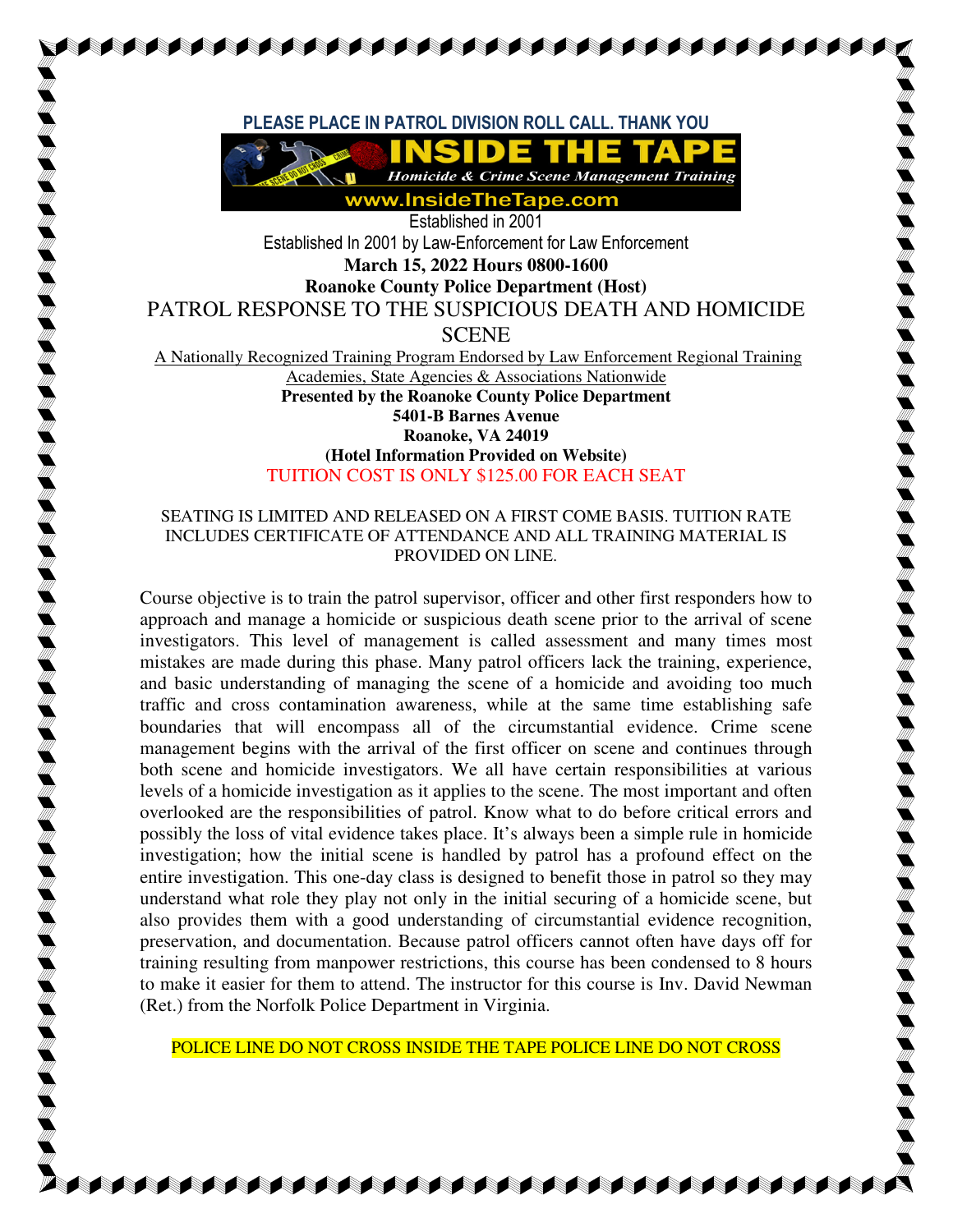PLEASE PLACE IN PATROL DIVISION ROLL CALL. THANK YOU

# INSIDE THE TAPE

*Homicide & Crime Scene Management Training*

www.InsideTheTape.com

Established in 2001

Established In 2001 by Law-Enforcement for Law Enforcement

**March 15, 2022 Hours 0800-1600**

**Roanoke County Police Department (Host)**

## PATROL RESPONSE TO THE SUSPICIOUS DEATH AND HOMICIDE SCENE

A Nationally Recognized Training Program Endorsed by Law Enforcement Regional Training Academies, State Agencies & Associations Nationwide

**Presented by the Roanoke County Police Department**
**5401-B Barnes Avenue**
**Roanoke, VA 24019**
**(Hotel Information Provided on Website)**

TUITION COST IS ONLY $125.00 FOR EACH SEAT

SEATING IS LIMITED AND RELEASED ON A FIRST COME BASIS. TUITION RATE INCLUDES CERTIFICATE OF ATTENDANCE AND ALL TRAINING MATERIAL IS PROVIDED ON LINE.

Course objective is to train the patrol supervisor, officer and other first responders how to approach and manage a homicide or suspicious death scene prior to the arrival of scene investigators. This level of management is called assessment and many times most mistakes are made during this phase. Many patrol officers lack the training, experience, and basic understanding of managing the scene of a homicide and avoiding too much traffic and cross contamination awareness, while at the same time establishing safe boundaries that will encompass all of the circumstantial evidence. Crime scene management begins with the arrival of the first officer on scene and continues through both scene and homicide investigators. We all have certain responsibilities at various levels of a homicide investigation as it applies to the scene. The most important and often overlooked are the responsibilities of patrol. Know what to do before critical errors and possibly the loss of vital evidence takes place. It's always been a simple rule in homicide investigation; how the initial scene is handled by patrol has a profound effect on the entire investigation. This one-day class is designed to benefit those in patrol so they may understand what role they play not only in the initial securing of a homicide scene, but also provides them with a good understanding of circumstantial evidence recognition, preservation, and documentation. Because patrol officers cannot often have days off for training resulting from manpower restrictions, this course has been condensed to 8 hours to make it easier for them to attend. The instructor for this course is Inv. David Newman (Ret.) from the Norfolk Police Department in Virginia.

POLICE LINE DO NOT CROSS INSIDE THE TAPE POLICE LINE DO NOT CROSS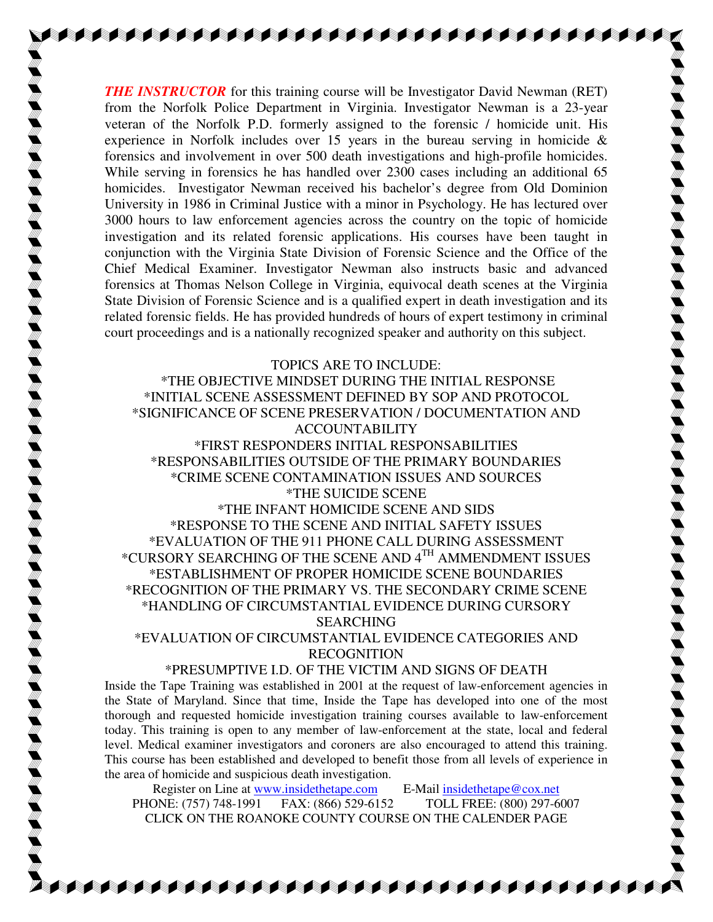***THE INSTRUCTOR*** for this training course will be Investigator David Newman (RET) from the Norfolk Police Department in Virginia. Investigator Newman is a 23-year veteran of the Norfolk P.D. formerly assigned to the forensic / homicide unit. His experience in Norfolk includes over 15 years in the bureau serving in homicide & forensics and involvement in over 500 death investigations and high-profile homicides. While serving in forensics he has handled over 2300 cases including an additional 65 homicides. Investigator Newman received his bachelor's degree from Old Dominion University in 1986 in Criminal Justice with a minor in Psychology. He has lectured over 3000 hours to law enforcement agencies across the country on the topic of homicide investigation and its related forensic applications. His courses have been taught in conjunction with the Virginia State Division of Forensic Science and the Office of the Chief Medical Examiner. Investigator Newman also instructs basic and advanced forensics at Thomas Nelson College in Virginia, equivocal death scenes at the Virginia State Division of Forensic Science and is a qualified expert in death investigation and its related forensic fields. He has provided hundreds of hours of expert testimony in criminal court proceedings and is a nationally recognized speaker and authority on this subject.

TOPICS ARE TO INCLUDE:

*THE OBJECTIVE MINDSET DURING THE INITIAL RESPONSE
*INITIAL SCENE ASSESSMENT DEFINED BY SOP AND PROTOCOL
*SIGNIFICANCE OF SCENE PRESERVATION / DOCUMENTATION AND ACCOUNTABILITY
*FIRST RESPONDERS INITIAL RESPONSABILITIES
*RESPONSABILITIES OUTSIDE OF THE PRIMARY BOUNDARIES
*CRIME SCENE CONTAMINATION ISSUES AND SOURCES
*THE SUICIDE SCENE
*THE INFANT HOMICIDE SCENE AND SIDS
*RESPONSE TO THE SCENE AND INITIAL SAFETY ISSUES
*EVALUATION OF THE 911 PHONE CALL DURING ASSESSMENT
*CURSORY SEARCHING OF THE SCENE AND 4TH AMMENDMENT ISSUES
*ESTABLISHMENT OF PROPER HOMICIDE SCENE BOUNDARIES
*RECOGNITION OF THE PRIMARY VS. THE SECONDARY CRIME SCENE
*HANDLING OF CIRCUMSTANTIAL EVIDENCE DURING CURSORY SEARCHING
*EVALUATION OF CIRCUMSTANTIAL EVIDENCE CATEGORIES AND RECOGNITION
*PRESUMPTIVE I.D. OF THE VICTIM AND SIGNS OF DEATH

Inside the Tape Training was established in 2001 at the request of law-enforcement agencies in the State of Maryland. Since that time, Inside the Tape has developed into one of the most thorough and requested homicide investigation training courses available to law-enforcement today. This training is open to any member of law-enforcement at the state, local and federal level. Medical examiner investigators and coroners are also encouraged to attend this training. This course has been established and developed to benefit those from all levels of experience in the area of homicide and suspicious death investigation.

Register on Line at www.insidethetape.com E-Mail insidethetape@cox.net
PHONE: (757) 748-1991 FAX: (866) 529-6152 TOLL FREE: (800) 297-6007
CLICK ON THE ROANOKE COUNTY COURSE ON THE CALENDER PAGE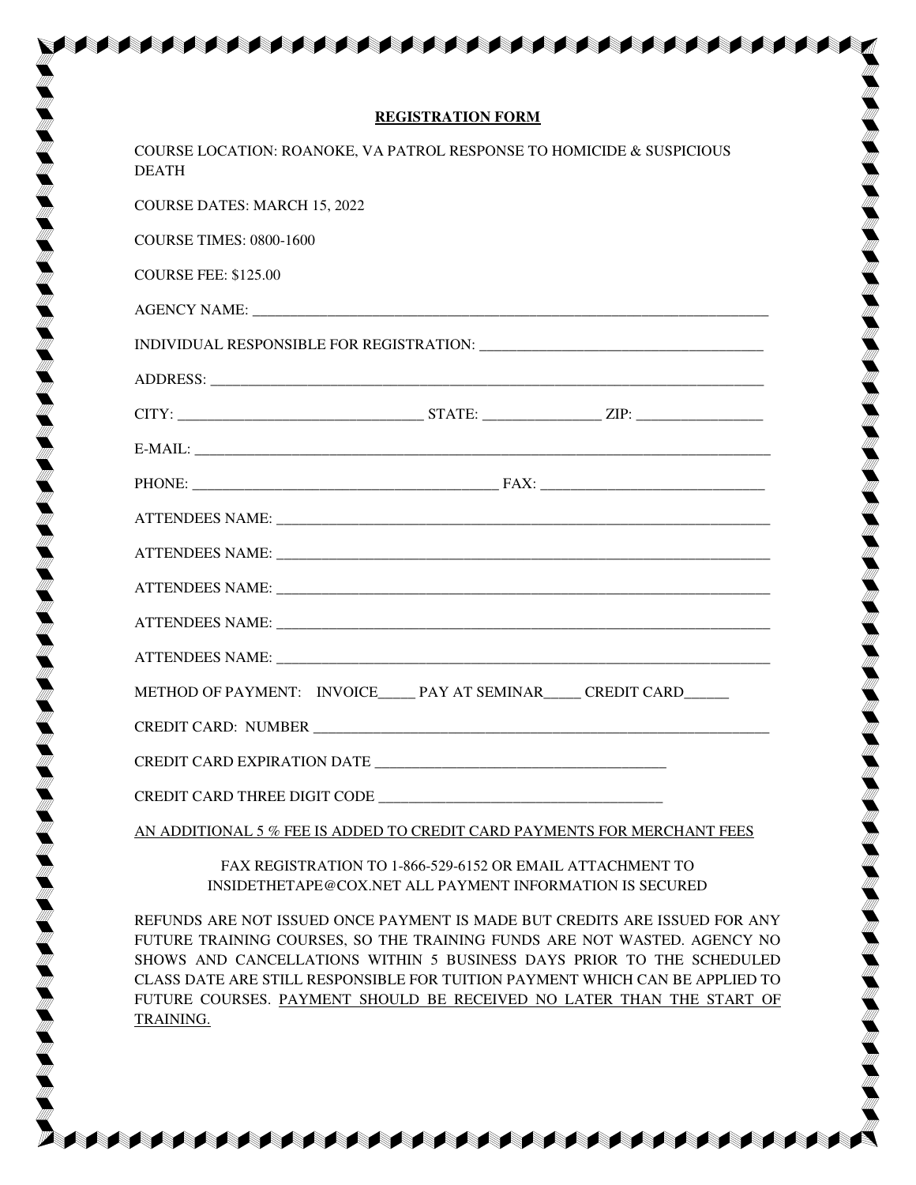# REGISTRATION FORM

COURSE LOCATION: ROANOKE, VA PATROL RESPONSE TO HOMICIDE & SUSPICIOUS DEATH

COURSE DATES: MARCH 15, 2022

COURSE TIMES: 0800-1600

COURSE FEE: $125.00

AGENCY NAME: ______________________________________________________________________

INDIVIDUAL RESPONSIBLE FOR REGISTRATION: ___________________________________

ADDRESS: __________________________________________________________________________

CITY: _______________________________ STATE: _______________ ZIP: ________________

E-MAIL: ___________________________________________________________________________

PHONE: _______________________________________ FAX: _____________________________

ATTENDEES NAME: ___________________________________________________________________

ATTENDEES NAME: ___________________________________________________________________

ATTENDEES NAME: ___________________________________________________________________

ATTENDEES NAME: ___________________________________________________________________

ATTENDEES NAME: ___________________________________________________________________

METHOD OF PAYMENT: INVOICE_____ PAY AT SEMINAR_____ CREDIT CARD______

CREDIT CARD: NUMBER ______________________________________________________________

CREDIT CARD EXPIRATION DATE ______________________________________

CREDIT CARD THREE DIGIT CODE _____________________________________

AN ADDITIONAL 5 % FEE IS ADDED TO CREDIT CARD PAYMENTS FOR MERCHANT FEES

FAX REGISTRATION TO 1-866-529-6152 OR EMAIL ATTACHMENT TO INSIDETHETAPE@COX.NET ALL PAYMENT INFORMATION IS SECURED

REFUNDS ARE NOT ISSUED ONCE PAYMENT IS MADE BUT CREDITS ARE ISSUED FOR ANY FUTURE TRAINING COURSES, SO THE TRAINING FUNDS ARE NOT WASTED. AGENCY NO SHOWS AND CANCELLATIONS WITHIN 5 BUSINESS DAYS PRIOR TO THE SCHEDULED CLASS DATE ARE STILL RESPONSIBLE FOR TUITION PAYMENT WHICH CAN BE APPLIED TO FUTURE COURSES. PAYMENT SHOULD BE RECEIVED NO LATER THAN THE START OF TRAINING.